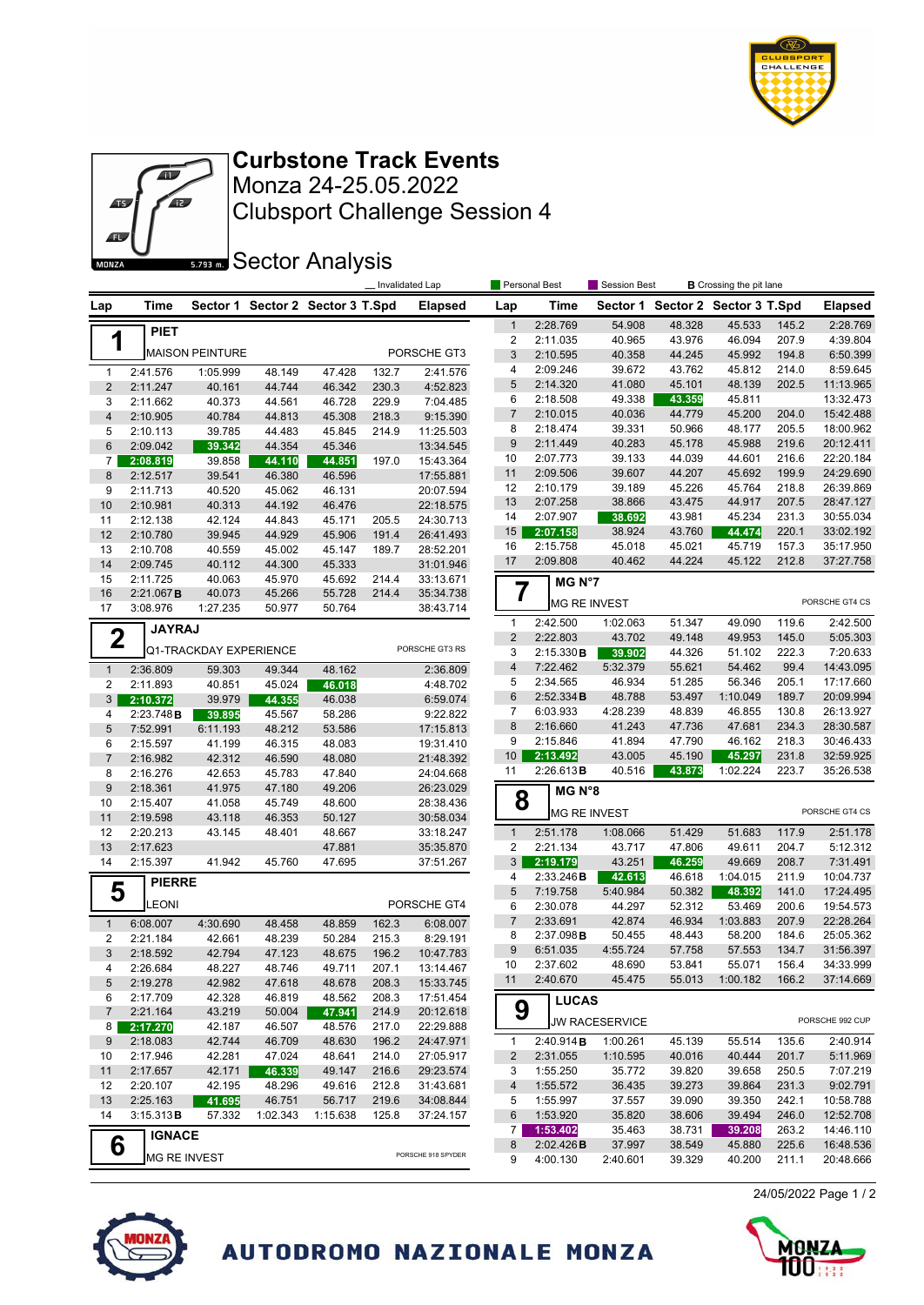# Curbstone Track Events

Monza 24-25.05.2022

Clubsport Challenge Session 4

## Sector Analysis

_ Invalidated Lap | Personal Best | Session Best | **B** Crossing the pit lane

### 1 PIET — MAISON PEINTURE — PORSCHE GT3

| Lap | Time | Sector 1 | Sector 2 | Sector 3 | T.Spd | Elapsed |
|---|---|---|---|---|---|---|
| 1 | 2:41.576 | 1:05.999 | 48.149 | 47.428 | 132.7 | 2:41.576 |
| 2 | 2:11.247 | 40.161 | 44.744 | 46.342 | 230.3 | 4:52.823 |
| 3 | 2:11.662 | 40.373 | 44.561 | 46.728 | 229.9 | 7:04.485 |
| 4 | 2:10.905 | 40.784 | 44.813 | 45.308 | 218.3 | 9:15.390 |
| 5 | 2:10.113 | 39.785 | 44.483 | 45.845 | 214.9 | 11:25.503 |
| 6 | 2:09.042 | 39.342 | 44.354 | 45.346 | | 13:34.545 |
| 7 | 2:08.819 | 39.858 | 44.110 | 44.851 | 197.0 | 15:43.364 |
| 8 | 2:12.517 | 39.541 | 46.380 | 46.596 | | 17:55.881 |
| 9 | 2:11.713 | 40.520 | 45.062 | 46.131 | | 20:07.594 |
| 10 | 2:10.981 | 40.313 | 44.192 | 46.476 | | 22:18.575 |
| 11 | 2:12.138 | 42.124 | 44.843 | 45.171 | 205.5 | 24:30.713 |
| 12 | 2:10.780 | 39.945 | 44.929 | 45.906 | 191.4 | 26:41.493 |
| 13 | 2:10.708 | 40.559 | 45.002 | 45.147 | 189.7 | 28:52.201 |
| 14 | 2:09.745 | 40.112 | 44.300 | 45.333 | | 31:01.946 |
| 15 | 2:11.725 | 40.063 | 45.970 | 45.692 | 214.4 | 33:13.671 |
| 16 | 2:21.067 **B** | 40.073 | 45.266 | 55.728 | 214.4 | 35:34.738 |
| 17 | 3:08.976 | 1:27.235 | 50.977 | 50.764 | | 38:43.714 |

### 2 JAYRAJ — Q1-TRACKDAY EXPERIENCE — PORSCHE GT3 RS

| Lap | Time | Sector 1 | Sector 2 | Sector 3 | T.Spd | Elapsed |
|---|---|---|---|---|---|---|
| 1 | 2:36.809 | 59.303 | 49.344 | 48.162 | | 2:36.809 |
| 2 | 2:11.893 | 40.851 | 45.024 | 46.018 | | 4:48.702 |
| 3 | 2:10.372 | 39.979 | 44.355 | 46.038 | | 6:59.074 |
| 4 | 2:23.748 **B** | 39.895 | 45.567 | 58.286 | | 9:22.822 |
| 5 | 7:52.991 | 6:11.193 | 48.212 | 53.586 | | 17:15.813 |
| 6 | 2:15.597 | 41.199 | 46.315 | 48.083 | | 19:31.410 |
| 7 | 2:16.982 | 42.312 | 46.590 | 48.080 | | 21:48.392 |
| 8 | 2:16.276 | 42.653 | 45.783 | 47.840 | | 24:04.668 |
| 9 | 2:18.361 | 41.975 | 47.180 | 49.206 | | 26:23.029 |
| 10 | 2:15.407 | 41.058 | 45.749 | 48.600 | | 28:38.436 |
| 11 | 2:19.598 | 43.118 | 46.353 | 50.127 | | 30:58.034 |
| 12 | 2:20.213 | 43.145 | 48.401 | 48.667 | | 33:18.247 |
| 13 | 2:17.623 | | | 47.881 | | 35:35.870 |
| 14 | 2:15.397 | 41.942 | 45.760 | 47.695 | | 37:51.267 |

### 5 PIERRE — LEONI — PORSCHE GT4

| Lap | Time | Sector 1 | Sector 2 | Sector 3 | T.Spd | Elapsed |
|---|---|---|---|---|---|---|
| 1 | 6:08.007 | 4:30.690 | 48.458 | 48.859 | 162.3 | 6:08.007 |
| 2 | 2:21.184 | 42.661 | 48.239 | 50.284 | 215.3 | 8:29.191 |
| 3 | 2:18.592 | 42.794 | 47.123 | 48.675 | 196.2 | 10:47.783 |
| 4 | 2:26.684 | 48.227 | 48.746 | 49.711 | 207.1 | 13:14.467 |
| 5 | 2:19.278 | 42.982 | 47.618 | 48.678 | 208.3 | 15:33.745 |
| 6 | 2:17.709 | 42.328 | 46.819 | 48.562 | 208.3 | 17:51.454 |
| 7 | 2:21.164 | 43.219 | 50.004 | 47.941 | 214.9 | 20:12.618 |
| 8 | 2:17.270 | 42.187 | 46.507 | 48.576 | 217.0 | 22:29.888 |
| 9 | 2:18.083 | 42.744 | 46.709 | 48.630 | 196.2 | 24:47.971 |
| 10 | 2:17.946 | 42.281 | 47.024 | 48.641 | 214.0 | 27:05.917 |
| 11 | 2:17.657 | 42.171 | 46.339 | 49.147 | 216.6 | 29:23.574 |
| 12 | 2:20.107 | 42.195 | 48.296 | 49.616 | 212.8 | 31:43.681 |
| 13 | 2:25.163 | 41.695 | 46.751 | 56.717 | 219.6 | 34:08.844 |
| 14 | 3:15.313 **B** | 57.332 | 1:02.343 | 1:15.638 | 125.8 | 37:24.157 |

### 6 IGNACE — MG RE INVEST — PORSCHE 918 SPYDER

| Lap | Time | Sector 1 | Sector 2 | Sector 3 | T.Spd | Elapsed |
|---|---|---|---|---|---|---|
| 1 | 2:28.769 | 54.908 | 48.328 | 45.533 | 145.2 | 2:28.769 |
| 2 | 2:11.035 | 40.965 | 43.976 | 46.094 | 207.9 | 4:39.804 |
| 3 | 2:10.595 | 40.358 | 44.245 | 45.992 | 194.8 | 6:50.399 |
| 4 | 2:09.246 | 39.672 | 43.762 | 45.812 | 214.0 | 8:59.645 |
| 5 | 2:14.320 | 41.080 | 45.101 | 48.139 | 202.5 | 11:13.965 |
| 6 | 2:18.508 | 49.338 | 43.359 | 45.811 | | 13:32.473 |
| 7 | 2:10.015 | 40.036 | 44.779 | 45.200 | 204.0 | 15:42.488 |
| 8 | 2:18.474 | 39.331 | 50.966 | 48.177 | 205.5 | 18:00.962 |
| 9 | 2:11.449 | 40.283 | 45.178 | 45.988 | 219.6 | 20:12.411 |
| 10 | 2:07.773 | 39.133 | 44.039 | 44.601 | 216.6 | 22:20.184 |
| 11 | 2:09.506 | 39.607 | 44.207 | 45.692 | 199.9 | 24:29.690 |
| 12 | 2:10.179 | 39.189 | 45.226 | 45.764 | 218.8 | 26:39.869 |
| 13 | 2:07.258 | 38.866 | 43.475 | 44.917 | 207.5 | 28:47.127 |
| 14 | 2:07.907 | 38.692 | 43.981 | 45.234 | 231.3 | 30:55.034 |
| 15 | 2:07.158 | 38.924 | 43.760 | 44.474 | 220.1 | 33:02.192 |
| 16 | 2:15.758 | 45.018 | 45.021 | 45.719 | 157.3 | 35:17.950 |
| 17 | 2:09.808 | 40.462 | 44.224 | 45.122 | 212.8 | 37:27.758 |

### 7 MG N°7 — MG RE INVEST — PORSCHE GT4 CS

| Lap | Time | Sector 1 | Sector 2 | Sector 3 | T.Spd | Elapsed |
|---|---|---|---|---|---|---|
| 1 | 2:42.500 | 1:02.063 | 51.347 | 49.090 | 119.6 | 2:42.500 |
| 2 | 2:22.803 | 43.702 | 49.148 | 49.953 | 145.0 | 5:05.303 |
| 3 | 2:15.330 **B** | 39.902 | 44.326 | 51.102 | 222.3 | 7:20.633 |
| 4 | 7:22.462 | 5:32.379 | 55.621 | 54.462 | 99.4 | 14:43.095 |
| 5 | 2:34.565 | 46.934 | 51.285 | 56.346 | 205.1 | 17:17.660 |
| 6 | 2:52.334 **B** | 48.788 | 53.497 | 1:10.049 | 189.7 | 20:09.994 |
| 7 | 6:03.933 | 4:28.239 | 48.839 | 46.855 | 130.8 | 26:13.927 |
| 8 | 2:16.660 | 41.243 | 47.736 | 47.681 | 234.3 | 28:30.587 |
| 9 | 2:15.846 | 41.894 | 47.790 | 46.162 | 218.3 | 30:46.433 |
| 10 | 2:13.492 | 43.005 | 45.190 | 45.297 | 231.8 | 32:59.925 |
| 11 | 2:26.613 **B** | 40.516 | 43.873 | 1:02.224 | 223.7 | 35:26.538 |

### 8 MG N°8 — MG RE INVEST — PORSCHE GT4 CS

| Lap | Time | Sector 1 | Sector 2 | Sector 3 | T.Spd | Elapsed |
|---|---|---|---|---|---|---|
| 1 | 2:51.178 | 1:08.066 | 51.429 | 51.683 | 117.9 | 2:51.178 |
| 2 | 2:21.134 | 43.717 | 47.806 | 49.611 | 204.7 | 5:12.312 |
| 3 | 2:19.179 | 43.251 | 46.259 | 49.669 | 208.7 | 7:31.491 |
| 4 | 2:33.246 **B** | 42.613 | 46.618 | 1:04.015 | 211.9 | 10:04.737 |
| 5 | 7:19.758 | 5:40.984 | 50.382 | 48.392 | 141.0 | 17:24.495 |
| 6 | 2:30.078 | 44.297 | 52.312 | 53.469 | 200.6 | 19:54.573 |
| 7 | 2:33.691 | 42.874 | 46.934 | 1:03.883 | 207.9 | 22:28.264 |
| 8 | 2:37.098 **B** | 50.455 | 48.443 | 58.200 | 184.6 | 25:05.362 |
| 9 | 6:51.035 | 4:55.724 | 57.758 | 57.553 | 134.7 | 31:56.397 |
| 10 | 2:37.602 | 48.690 | 53.841 | 55.071 | 156.4 | 34:33.999 |
| 11 | 2:40.670 | 45.475 | 55.013 | 1:00.182 | 166.2 | 37:14.669 |

### 9 LUCAS — JW RACESERVICE — PORSCHE 992 CUP

| Lap | Time | Sector 1 | Sector 2 | Sector 3 | T.Spd | Elapsed |
|---|---|---|---|---|---|---|
| 1 | 2:40.914 **B** | 1:00.261 | 45.139 | 55.514 | 135.6 | 2:40.914 |
| 2 | 2:31.055 | 1:10.595 | 40.016 | 40.444 | 201.7 | 5:11.969 |
| 3 | 1:55.250 | 35.772 | 39.820 | 39.658 | 250.5 | 7:07.219 |
| 4 | 1:55.572 | 36.435 | 39.273 | 39.864 | 231.3 | 9:02.791 |
| 5 | 1:55.997 | 37.557 | 39.090 | 39.350 | 242.1 | 10:58.788 |
| 6 | 1:53.920 | 35.820 | 38.606 | 39.494 | 246.0 | 12:52.708 |
| 7 | 1:53.402 | 35.463 | 38.731 | 39.208 | 263.2 | 14:46.110 |
| 8 | 2:02.426 **B** | 37.997 | 38.549 | 45.880 | 225.6 | 16:48.536 |
| 9 | 4:00.130 | 2:40.601 | 39.329 | 40.200 | 211.1 | 20:48.666 |

24/05/2022

AUTODROMO NAZIONALE MONZA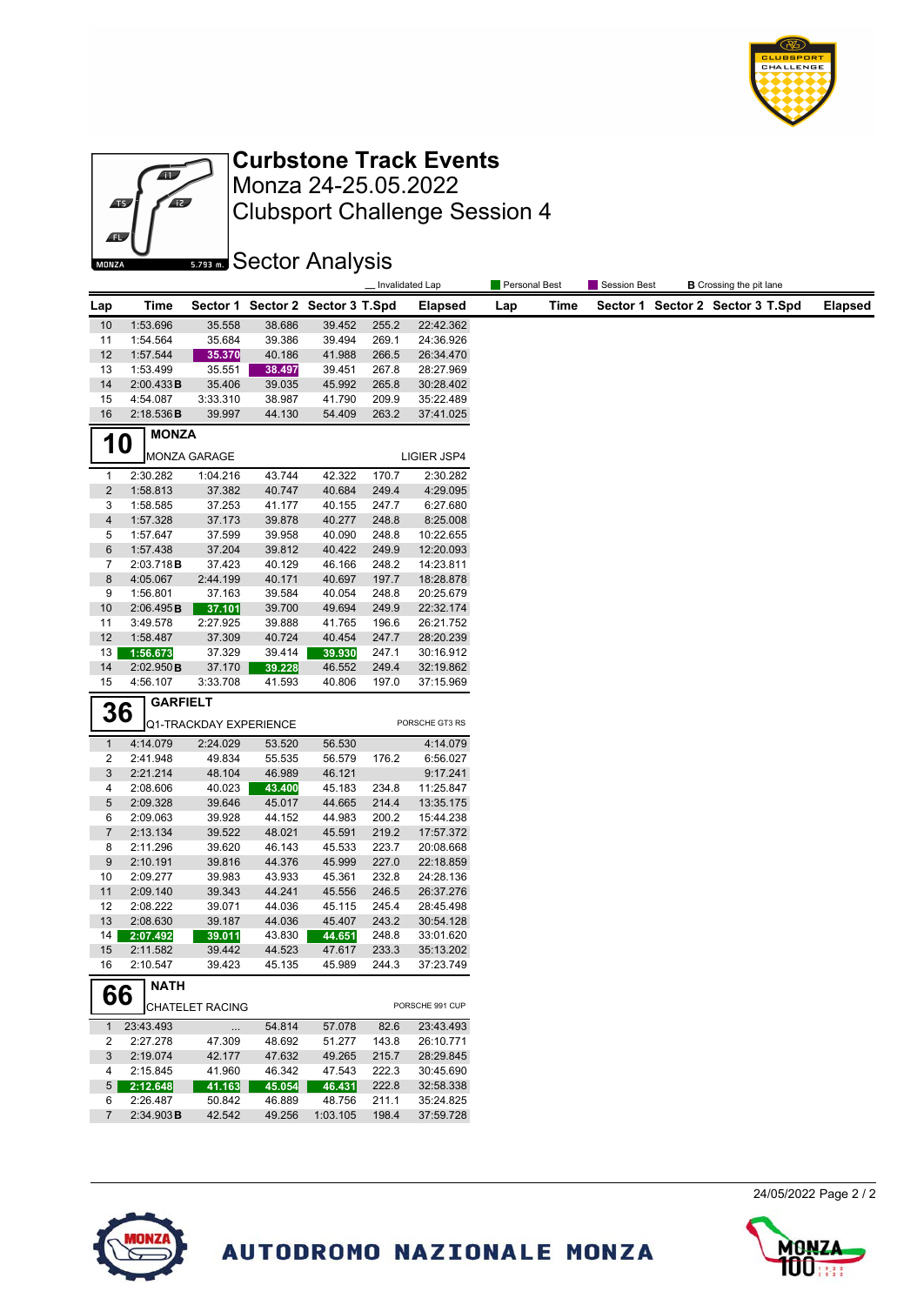# Curbstone Track Events

Monza 24-25.05.2022

Clubsport Challenge Session 4

## Sector Analysis

_ Invalidated Lap | Personal Best | Session Best | **B** Crossing the pit lane

| Lap | Time | Sector 1 | Sector 2 | Sector 3 | T.Spd | Elapsed |
|---|---|---|---|---|---|---|
| 10 | 1:53.696 | 35.558 | 38.686 | 39.452 | 255.2 | 22:42.362 |
| 11 | 1:54.564 | 35.684 | 39.386 | 39.494 | 269.1 | 24:36.926 |
| 12 | 1:57.544 | 35.370 | 40.186 | 41.988 | 266.5 | 26:34.470 |
| 13 | 1:53.499 | 35.551 | 38.497 | 39.451 | 267.8 | 28:27.969 |
| 14 | 2:00.433 **B** | 35.406 | 39.035 | 45.992 | 265.8 | 30:28.402 |
| 15 | 4:54.087 | 3:33.310 | 38.987 | 41.790 | 209.9 | 35:22.489 |
| 16 | 2:18.536 **B** | 39.997 | 44.130 | 54.409 | 263.2 | 37:41.025 |

### 10 MONZA

MONZA GARAGE — LIGIER JSP4

| Lap | Time | Sector 1 | Sector 2 | Sector 3 | T.Spd | Elapsed |
|---|---|---|---|---|---|---|
| 1 | 2:30.282 | 1:04.216 | 43.744 | 42.322 | 170.7 | 2:30.282 |
| 2 | 1:58.813 | 37.382 | 40.747 | 40.684 | 249.4 | 4:29.095 |
| 3 | 1:58.585 | 37.253 | 41.177 | 40.155 | 247.7 | 6:27.680 |
| 4 | 1:57.328 | 37.173 | 39.878 | 40.277 | 248.8 | 8:25.008 |
| 5 | 1:57.647 | 37.599 | 39.958 | 40.090 | 248.8 | 10:22.655 |
| 6 | 1:57.438 | 37.204 | 39.812 | 40.422 | 249.9 | 12:20.093 |
| 7 | 2:03.718 **B** | 37.423 | 40.129 | 46.166 | 248.2 | 14:23.811 |
| 8 | 4:05.067 | 2:44.199 | 40.171 | 40.697 | 197.7 | 18:28.878 |
| 9 | 1:56.801 | 37.163 | 39.584 | 40.054 | 248.8 | 20:25.679 |
| 10 | 2:06.495 **B** | 37.101 | 39.700 | 49.694 | 249.9 | 22:32.174 |
| 11 | 3:49.578 | 2:27.925 | 39.888 | 41.765 | 196.6 | 26:21.752 |
| 12 | 1:58.487 | 37.309 | 40.724 | 40.454 | 247.7 | 28:20.239 |
| 13 | 1:56.673 | 37.329 | 39.414 | 39.930 | 247.1 | 30:16.912 |
| 14 | 2:02.950 **B** | 37.170 | 39.228 | 46.552 | 249.4 | 32:19.862 |
| 15 | 4:56.107 | 3:33.708 | 41.593 | 40.806 | 197.0 | 37:15.969 |

### 36 GARFIELT

Q1-TRACKDAY EXPERIENCE — PORSCHE GT3 RS

| Lap | Time | Sector 1 | Sector 2 | Sector 3 | T.Spd | Elapsed |
|---|---|---|---|---|---|---|
| 1 | 4:14.079 | 2:24.029 | 53.520 | 56.530 | | 4:14.079 |
| 2 | 2:41.948 | 49.834 | 55.535 | 56.579 | 176.2 | 6:56.027 |
| 3 | 2:21.214 | 48.104 | 46.989 | 46.121 | | 9:17.241 |
| 4 | 2:08.606 | 40.023 | 43.400 | 45.183 | 234.8 | 11:25.847 |
| 5 | 2:09.328 | 39.646 | 45.017 | 44.665 | 214.4 | 13:35.175 |
| 6 | 2:09.063 | 39.928 | 44.152 | 44.983 | 200.2 | 15:44.238 |
| 7 | 2:13.134 | 39.522 | 48.021 | 45.591 | 219.2 | 17:57.372 |
| 8 | 2:11.296 | 39.620 | 46.143 | 45.533 | 223.7 | 20:08.668 |
| 9 | 2:10.191 | 39.816 | 44.376 | 45.999 | 227.0 | 22:18.859 |
| 10 | 2:09.277 | 39.983 | 43.933 | 45.361 | 232.8 | 24:28.136 |
| 11 | 2:09.140 | 39.343 | 44.241 | 45.556 | 246.5 | 26:37.276 |
| 12 | 2:08.222 | 39.071 | 44.036 | 45.115 | 245.4 | 28:45.498 |
| 13 | 2:08.630 | 39.187 | 44.036 | 45.407 | 243.2 | 30:54.128 |
| 14 | 2:07.492 | 39.011 | 43.830 | 44.651 | 248.8 | 33:01.620 |
| 15 | 2:11.582 | 39.442 | 44.523 | 47.617 | 233.3 | 35:13.202 |
| 16 | 2:10.547 | 39.423 | 45.135 | 45.989 | 244.3 | 37:23.749 |

### 66 NATH

CHATELET RACING — PORSCHE 991 CUP

| Lap | Time | Sector 1 | Sector 2 | Sector 3 | T.Spd | Elapsed |
|---|---|---|---|---|---|---|
| 1 | 23:43.493 | ... | 54.814 | 57.078 | 82.6 | 23:43.493 |
| 2 | 2:27.278 | 47.309 | 48.692 | 51.277 | 143.8 | 26:10.771 |
| 3 | 2:19.074 | 42.177 | 47.632 | 49.265 | 215.7 | 28:29.845 |
| 4 | 2:15.845 | 41.960 | 46.342 | 47.543 | 222.3 | 30:45.690 |
| 5 | 2:12.648 | 41.163 | 45.054 | 46.431 | 222.8 | 32:58.338 |
| 6 | 2:26.487 | 50.842 | 46.889 | 48.756 | 211.1 | 35:24.825 |
| 7 | 2:34.903 **B** | 42.542 | 49.256 | 1:03.105 | 198.4 | 37:59.728 |

24/05/2022

AUTODROMO NAZIONALE MONZA